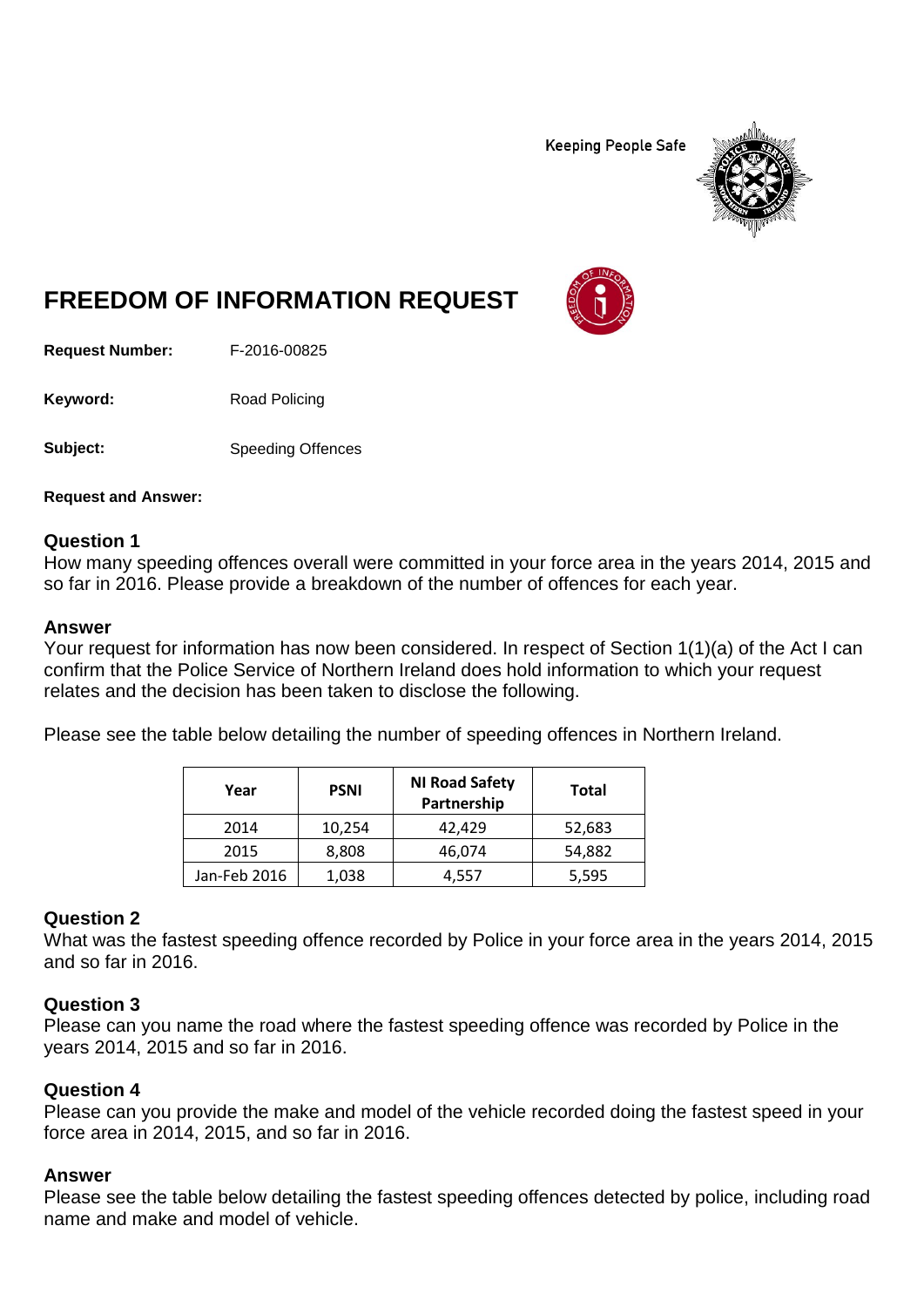Keeping People Safe

# FREEDOM OF INFORMATION REQUEST

**Request Number:** F-2016-00825

**Keyword:** Road Policing

**Subject:** Speeding Offences

**Request and Answer:**

### Question 1

How many speeding offences overall were committed in your force area in the years 2014, 2015 and so far in 2016. Please provide a breakdown of the number of offences for each year.

### Answer

Your request for information has now been considered. In respect of Section 1(1)(a) of the Act I can confirm that the Police Service of Northern Ireland does hold information to which your request relates and the decision has been taken to disclose the following.

Please see the table below detailing the number of speeding offences in Northern Ireland.

| Year | PSNI | NI Road Safety Partnership | Total |
|---|---|---|---|
| 2014 | 10,254 | 42,429 | 52,683 |
| 2015 | 8,808 | 46,074 | 54,882 |
| Jan-Feb 2016 | 1,038 | 4,557 | 5,595 |

### Question 2

What was the fastest speeding offence recorded by Police in your force area in the years 2014, 2015 and so far in 2016.

### Question 3

Please can you name the road where the fastest speeding offence was recorded by Police in the years 2014, 2015 and so far in 2016.

### Question 4

Please can you provide the make and model of the vehicle recorded doing the fastest speed in your force area in 2014, 2015, and so far in 2016.

### Answer

Please see the table below detailing the fastest speeding offences detected by police, including road name and make and model of vehicle.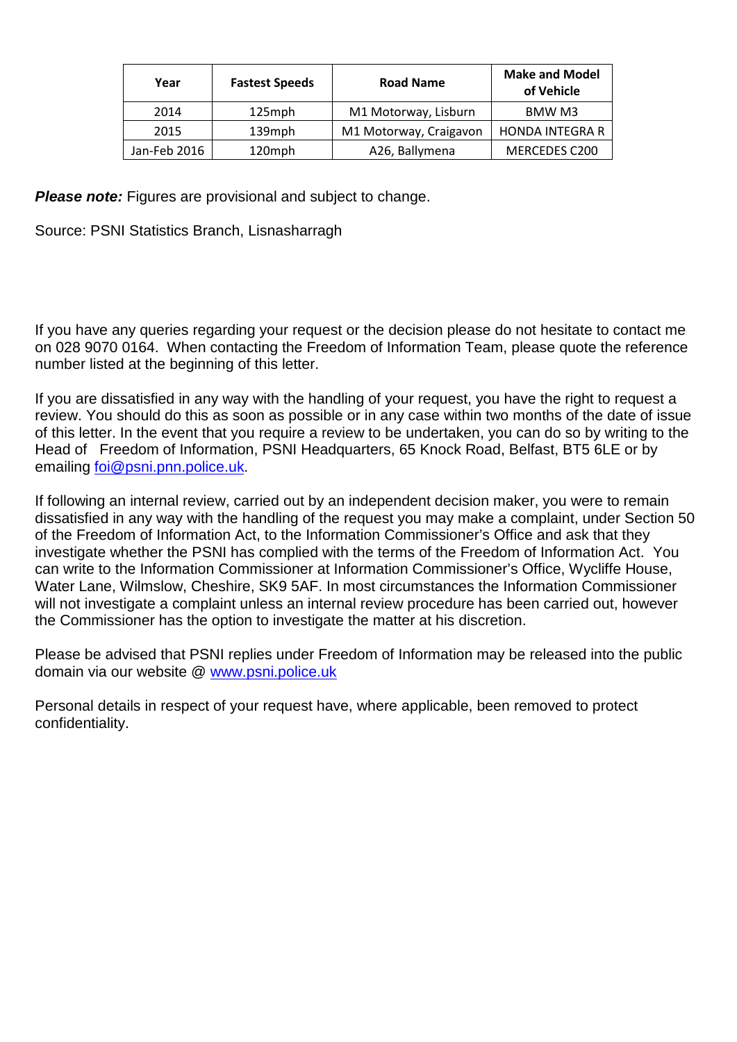| Year | Fastest Speeds | Road Name | Make and Model of Vehicle |
|---|---|---|---|
| 2014 | 125mph | M1 Motorway, Lisburn | BMW M3 |
| 2015 | 139mph | M1 Motorway, Craigavon | HONDA INTEGRA R |
| Jan-Feb 2016 | 120mph | A26, Ballymena | MERCEDES C200 |

***Please note:*** Figures are provisional and subject to change.

Source: PSNI Statistics Branch, Lisnasharragh

If you have any queries regarding your request or the decision please do not hesitate to contact me on 028 9070 0164. When contacting the Freedom of Information Team, please quote the reference number listed at the beginning of this letter.

If you are dissatisfied in any way with the handling of your request, you have the right to request a review. You should do this as soon as possible or in any case within two months of the date of issue of this letter. In the event that you require a review to be undertaken, you can do so by writing to the Head of Freedom of Information, PSNI Headquarters, 65 Knock Road, Belfast, BT5 6LE or by emailing foi@psni.pnn.police.uk.

If following an internal review, carried out by an independent decision maker, you were to remain dissatisfied in any way with the handling of the request you may make a complaint, under Section 50 of the Freedom of Information Act, to the Information Commissioner's Office and ask that they investigate whether the PSNI has complied with the terms of the Freedom of Information Act. You can write to the Information Commissioner at Information Commissioner's Office, Wycliffe House, Water Lane, Wilmslow, Cheshire, SK9 5AF. In most circumstances the Information Commissioner will not investigate a complaint unless an internal review procedure has been carried out, however the Commissioner has the option to investigate the matter at his discretion.

Please be advised that PSNI replies under Freedom of Information may be released into the public domain via our website @ www.psni.police.uk

Personal details in respect of your request have, where applicable, been removed to protect confidentiality.